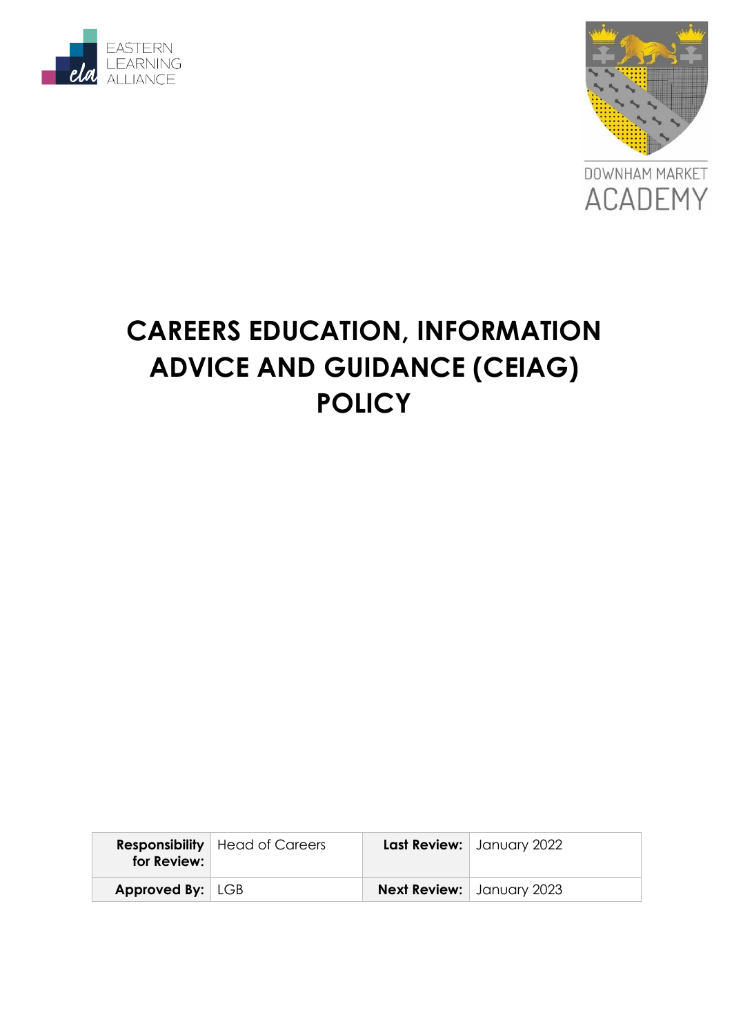EASTERN LEARNING ALLIANCE

DOWNHAM MARKET ACADEMY

# CAREERS EDUCATION, INFORMATION ADVICE AND GUIDANCE (CEIAG) POLICY

| **Responsibility for Review:** | Head of Careers | **Last Review:** | January 2022 |
|---|---|---|---|
| **Approved By:** | LGB | **Next Review:** | January 2023 |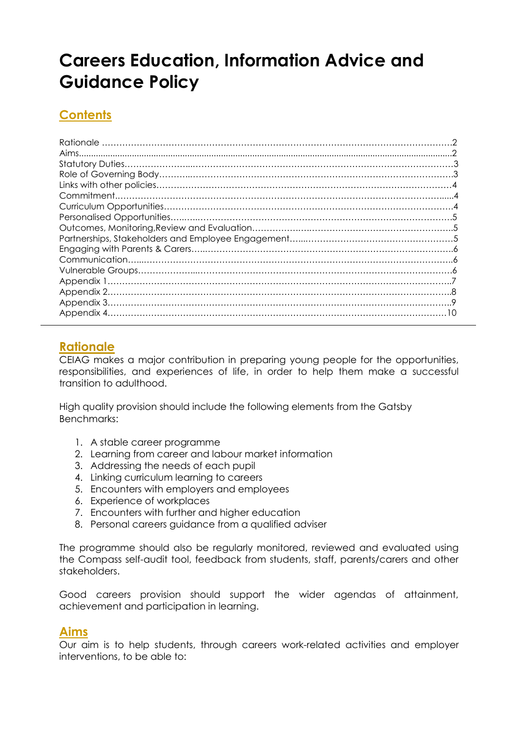# Careers Education, Information Advice and Guidance Policy

## Contents

Rationale ........................................................................................................................2
Aims...................................................................................................................................2
Statutory Duties................................................................................................................3
Role of Governing Body...................................................................................................3
Links with other policies....................................................................................................4
Commitment......................................................................................................................4
Curriculum Opportunities..................................................................................................4
Personalised Opportunities...............................................................................................5
Outcomes, Monitoring,Review and Evaluation..............................................................5
Partnerships, Stakeholders and Employee Engagement............................................5
Engaging with Parents & Carers......................................................................................6
Communication................................................................................................................6
Vulnerable Groups.............................................................................................................6
Appendix 1........................................................................................................................7
Appendix 2........................................................................................................................8
Appendix 3........................................................................................................................9
Appendix 4........................................................................................................................10

---

## Rationale

CEIAG makes a major contribution in preparing young people for the opportunities, responsibilities, and experiences of life, in order to help them make a successful transition to adulthood.

High quality provision should include the following elements from the Gatsby Benchmarks:

1. A stable career programme
2. Learning from career and labour market information
3. Addressing the needs of each pupil
4. Linking curriculum learning to careers
5. Encounters with employers and employees
6. Experience of workplaces
7. Encounters with further and higher education
8. Personal careers guidance from a qualified adviser

The programme should also be regularly monitored, reviewed and evaluated using the Compass self-audit tool, feedback from students, staff, parents/carers and other stakeholders.

Good careers provision should support the wider agendas of attainment, achievement and participation in learning.

## Aims

Our aim is to help students, through careers work-related activities and employer interventions, to be able to: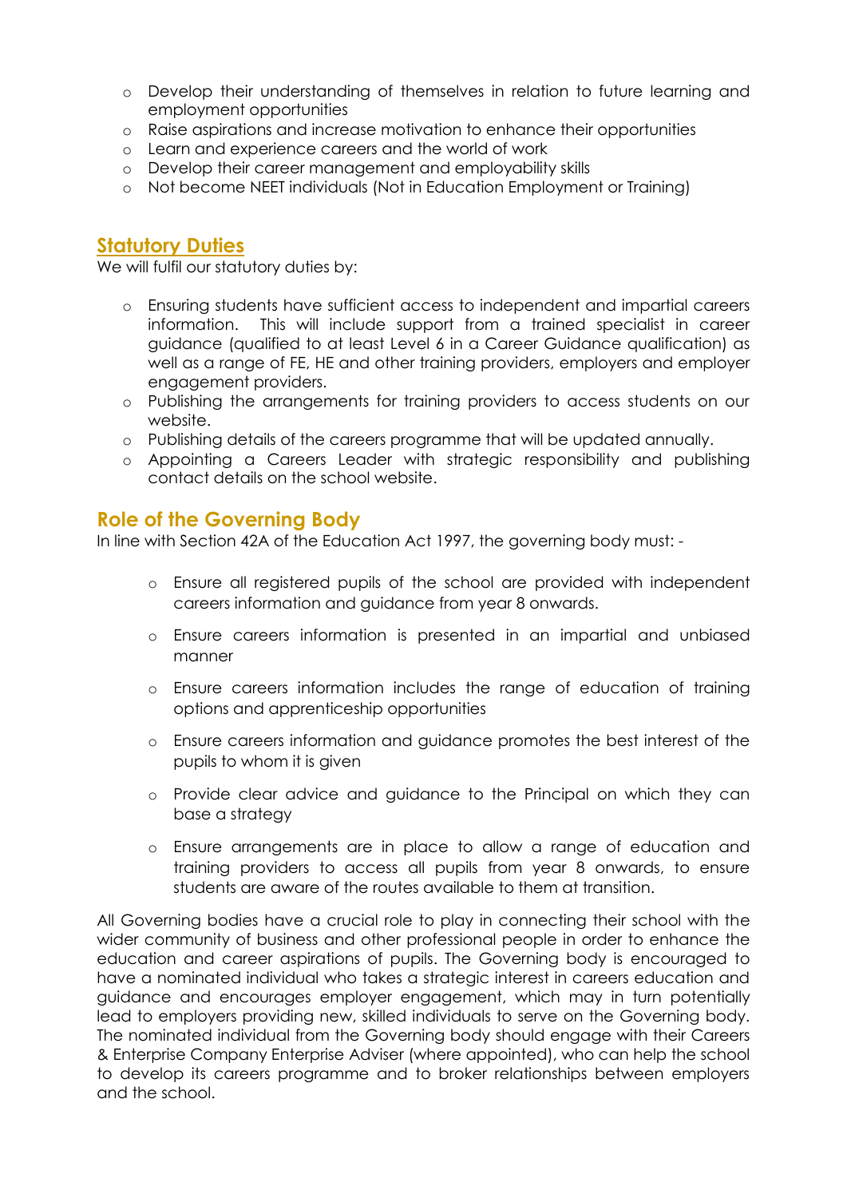- Develop their understanding of themselves in relation to future learning and employment opportunities
- Raise aspirations and increase motivation to enhance their opportunities
- Learn and experience careers and the world of work
- Develop their career management and employability skills
- Not become NEET individuals (Not in Education Employment or Training)

## Statutory Duties

We will fulfil our statutory duties by:

- Ensuring students have sufficient access to independent and impartial careers information. This will include support from a trained specialist in career guidance (qualified to at least Level 6 in a Career Guidance qualification) as well as a range of FE, HE and other training providers, employers and employer engagement providers.
- Publishing the arrangements for training providers to access students on our website.
- Publishing details of the careers programme that will be updated annually.
- Appointing a Careers Leader with strategic responsibility and publishing contact details on the school website.

## Role of the Governing Body

In line with Section 42A of the Education Act 1997, the governing body must: -

- Ensure all registered pupils of the school are provided with independent careers information and guidance from year 8 onwards.
- Ensure careers information is presented in an impartial and unbiased manner
- Ensure careers information includes the range of education of training options and apprenticeship opportunities
- Ensure careers information and guidance promotes the best interest of the pupils to whom it is given
- Provide clear advice and guidance to the Principal on which they can base a strategy
- Ensure arrangements are in place to allow a range of education and training providers to access all pupils from year 8 onwards, to ensure students are aware of the routes available to them at transition.

All Governing bodies have a crucial role to play in connecting their school with the wider community of business and other professional people in order to enhance the education and career aspirations of pupils. The Governing body is encouraged to have a nominated individual who takes a strategic interest in careers education and guidance and encourages employer engagement, which may in turn potentially lead to employers providing new, skilled individuals to serve on the Governing body. The nominated individual from the Governing body should engage with their Careers & Enterprise Company Enterprise Adviser (where appointed), who can help the school to develop its careers programme and to broker relationships between employers and the school.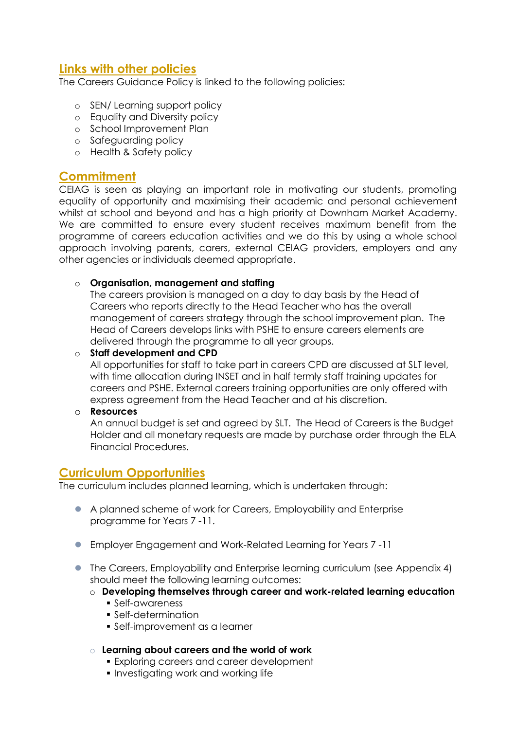## Links with other policies

The Careers Guidance Policy is linked to the following policies:

- SEN/ Learning support policy
- Equality and Diversity policy
- School Improvement Plan
- Safeguarding policy
- Health & Safety policy

## Commitment

CEIAG is seen as playing an important role in motivating our students, promoting equality of opportunity and maximising their academic and personal achievement whilst at school and beyond and has a high priority at Downham Market Academy. We are committed to ensure every student receives maximum benefit from the programme of careers education activities and we do this by using a whole school approach involving parents, carers, external CEIAG providers, employers and any other agencies or individuals deemed appropriate.

- **Organisation, management and staffing**
  The careers provision is managed on a day to day basis by the Head of Careers who reports directly to the Head Teacher who has the overall management of careers strategy through the school improvement plan. The Head of Careers develops links with PSHE to ensure careers elements are delivered through the programme to all year groups.
- **Staff development and CPD**
  All opportunities for staff to take part in careers CPD are discussed at SLT level, with time allocation during INSET and in half termly staff training updates for careers and PSHE. External careers training opportunities are only offered with express agreement from the Head Teacher and at his discretion.
- **Resources**
  An annual budget is set and agreed by SLT. The Head of Careers is the Budget Holder and all monetary requests are made by purchase order through the ELA Financial Procedures.

## Curriculum Opportunities

The curriculum includes planned learning, which is undertaken through:

- A planned scheme of work for Careers, Employability and Enterprise programme for Years 7 -11.
- Employer Engagement and Work-Related Learning for Years 7 -11
- The Careers, Employability and Enterprise learning curriculum (see Appendix 4) should meet the following learning outcomes:
  - **Developing themselves through career and work-related learning education**
    - Self-awareness
    - Self-determination
    - Self-improvement as a learner
  - **Learning about careers and the world of work**
    - Exploring careers and career development
    - Investigating work and working life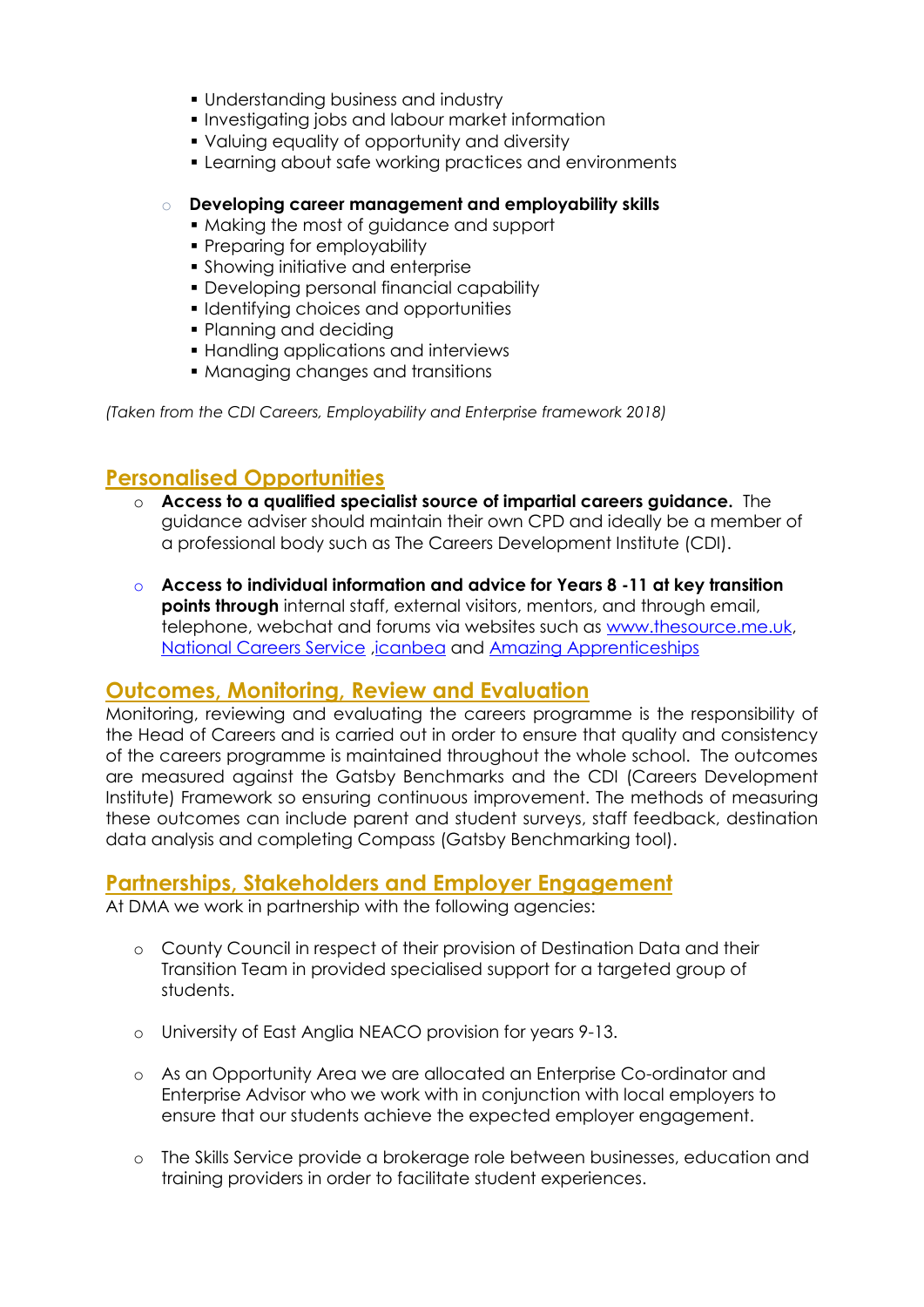- Understanding business and industry
  - Investigating jobs and labour market information
  - Valuing equality of opportunity and diversity
  - Learning about safe working practices and environments

- **Developing career management and employability skills**
  - Making the most of guidance and support
  - Preparing for employability
  - Showing initiative and enterprise
  - Developing personal financial capability
  - Identifying choices and opportunities
  - Planning and deciding
  - Handling applications and interviews
  - Managing changes and transitions

*(Taken from the CDI Careers, Employability and Enterprise framework 2018)*

## Personalised Opportunities

- **Access to a qualified specialist source of impartial careers guidance.** The guidance adviser should maintain their own CPD and ideally be a member of a professional body such as The Careers Development Institute (CDI).

- **Access to individual information and advice for Years 8 -11 at key transition points through** internal staff, external visitors, mentors, and through email, telephone, webchat and forums via websites such as www.thesource.me.uk, National Careers Service ,icanbea and Amazing Apprenticeships

## Outcomes, Monitoring, Review and Evaluation

Monitoring, reviewing and evaluating the careers programme is the responsibility of the Head of Careers and is carried out in order to ensure that quality and consistency of the careers programme is maintained throughout the whole school. The outcomes are measured against the Gatsby Benchmarks and the CDI (Careers Development Institute) Framework so ensuring continuous improvement. The methods of measuring these outcomes can include parent and student surveys, staff feedback, destination data analysis and completing Compass (Gatsby Benchmarking tool).

## Partnerships, Stakeholders and Employer Engagement

At DMA we work in partnership with the following agencies:

- County Council in respect of their provision of Destination Data and their Transition Team in provided specialised support for a targeted group of students.

- University of East Anglia NEACO provision for years 9-13.

- As an Opportunity Area we are allocated an Enterprise Co-ordinator and Enterprise Advisor who we work with in conjunction with local employers to ensure that our students achieve the expected employer engagement.

- The Skills Service provide a brokerage role between businesses, education and training providers in order to facilitate student experiences.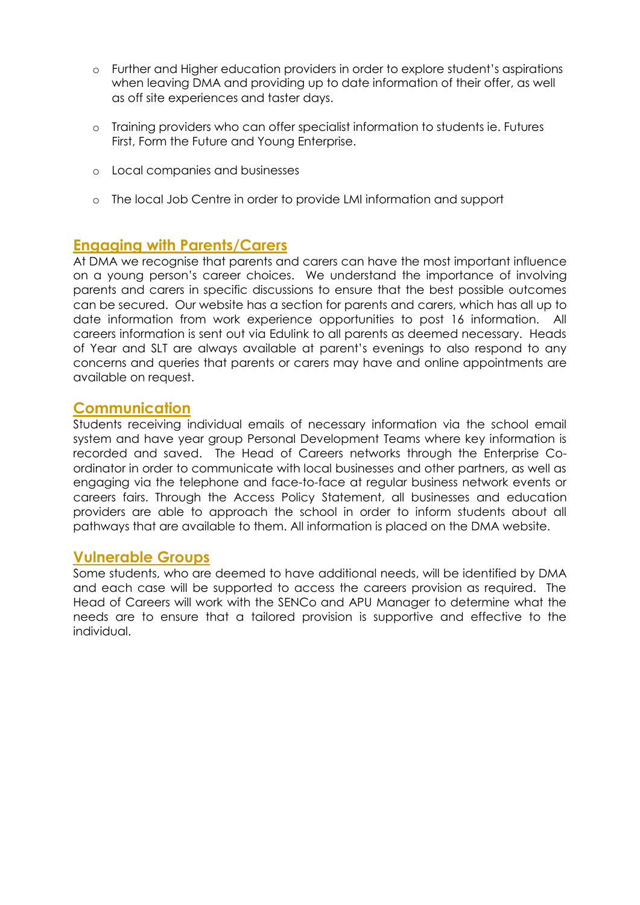- Further and Higher education providers in order to explore student's aspirations when leaving DMA and providing up to date information of their offer, as well as off site experiences and taster days.

- Training providers who can offer specialist information to students ie. Futures First, Form the Future and Young Enterprise.

- Local companies and businesses

- The local Job Centre in order to provide LMI information and support

## Engaging with Parents/Carers

At DMA we recognise that parents and carers can have the most important influence on a young person's career choices. We understand the importance of involving parents and carers in specific discussions to ensure that the best possible outcomes can be secured. Our website has a section for parents and carers, which has all up to date information from work experience opportunities to post 16 information. All careers information is sent out via Edulink to all parents as deemed necessary. Heads of Year and SLT are always available at parent's evenings to also respond to any concerns and queries that parents or carers may have and online appointments are available on request.

## Communication

Students receiving individual emails of necessary information via the school email system and have year group Personal Development Teams where key information is recorded and saved. The Head of Careers networks through the Enterprise Co-ordinator in order to communicate with local businesses and other partners, as well as engaging via the telephone and face-to-face at regular business network events or careers fairs. Through the Access Policy Statement, all businesses and education providers are able to approach the school in order to inform students about all pathways that are available to them. All information is placed on the DMA website.

## Vulnerable Groups

Some students, who are deemed to have additional needs, will be identified by DMA and each case will be supported to access the careers provision as required. The Head of Careers will work with the SENCo and APU Manager to determine what the needs are to ensure that a tailored provision is supportive and effective to the individual.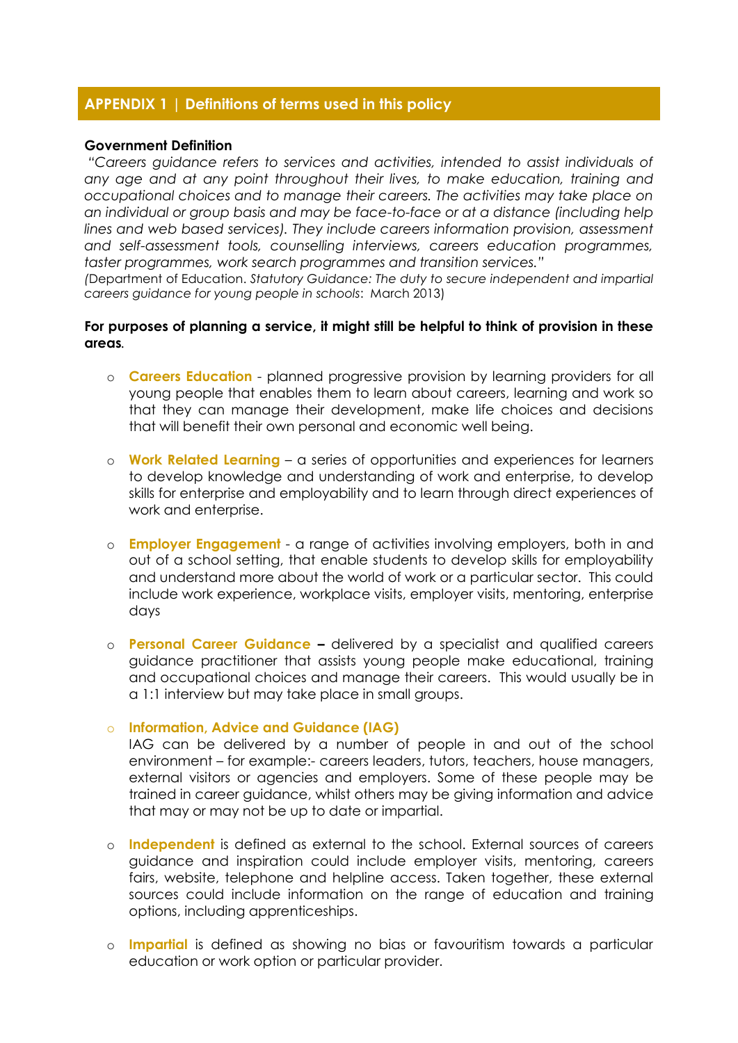## APPENDIX 1 | Definitions of terms used in this policy

**Government Definition**

*"Careers guidance refers to services and activities, intended to assist individuals of any age and at any point throughout their lives, to make education, training and occupational choices and to manage their careers. The activities may take place on an individual or group basis and may be face-to-face or at a distance (including help lines and web based services). They include careers information provision, assessment and self-assessment tools, counselling interviews, careers education programmes, taster programmes, work search programmes and transition services."*

(Department of Education. *Statutory Guidance: The duty to secure independent and impartial careers guidance for young people in schools*: March 2013)

**For purposes of planning a service, it might still be helpful to think of provision in these areas**.

- **Careers Education** - planned progressive provision by learning providers for all young people that enables them to learn about careers, learning and work so that they can manage their development, make life choices and decisions that will benefit their own personal and economic well being.

- **Work Related Learning** – a series of opportunities and experiences for learners to develop knowledge and understanding of work and enterprise, to develop skills for enterprise and employability and to learn through direct experiences of work and enterprise.

- **Employer Engagement** - a range of activities involving employers, both in and out of a school setting, that enable students to develop skills for employability and understand more about the world of work or a particular sector. This could include work experience, workplace visits, employer visits, mentoring, enterprise days

- **Personal Career Guidance –** delivered by a specialist and qualified careers guidance practitioner that assists young people make educational, training and occupational choices and manage their careers. This would usually be in a 1:1 interview but may take place in small groups.

- **Information, Advice and Guidance (IAG)**
  IAG can be delivered by a number of people in and out of the school environment – for example:- careers leaders, tutors, teachers, house managers, external visitors or agencies and employers. Some of these people may be trained in career guidance, whilst others may be giving information and advice that may or may not be up to date or impartial.

- **Independent** is defined as external to the school. External sources of careers guidance and inspiration could include employer visits, mentoring, careers fairs, website, telephone and helpline access. Taken together, these external sources could include information on the range of education and training options, including apprenticeships.

- **Impartial** is defined as showing no bias or favouritism towards a particular education or work option or particular provider.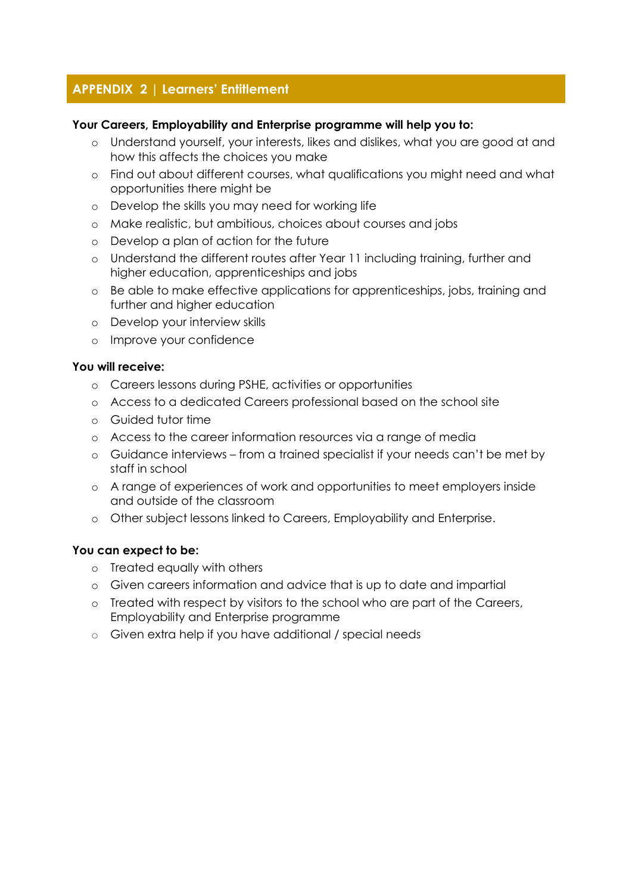## APPENDIX 2 | Learners' Entitlement

**Your Careers, Employability and Enterprise programme will help you to:**

- Understand yourself, your interests, likes and dislikes, what you are good at and how this affects the choices you make
- Find out about different courses, what qualifications you might need and what opportunities there might be
- Develop the skills you may need for working life
- Make realistic, but ambitious, choices about courses and jobs
- Develop a plan of action for the future
- Understand the different routes after Year 11 including training, further and higher education, apprenticeships and jobs
- Be able to make effective applications for apprenticeships, jobs, training and further and higher education
- Develop your interview skills
- Improve your confidence

**You will receive:**

- Careers lessons during PSHE, activities or opportunities
- Access to a dedicated Careers professional based on the school site
- Guided tutor time
- Access to the career information resources via a range of media
- Guidance interviews – from a trained specialist if your needs can't be met by staff in school
- A range of experiences of work and opportunities to meet employers inside and outside of the classroom
- Other subject lessons linked to Careers, Employability and Enterprise.

**You can expect to be:**

- Treated equally with others
- Given careers information and advice that is up to date and impartial
- Treated with respect by visitors to the school who are part of the Careers, Employability and Enterprise programme
- Given extra help if you have additional / special needs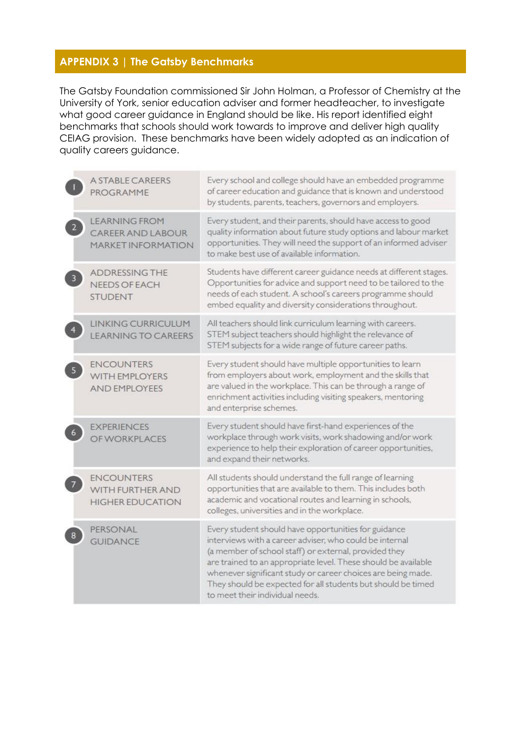## APPENDIX 3 | The Gatsby Benchmarks

The Gatsby Foundation commissioned Sir John Holman, a Professor of Chemistry at the University of York, senior education adviser and former headteacher, to investigate what good career guidance in England should be like. His report identified eight benchmarks that schools should work towards to improve and deliver high quality CEIAG provision. These benchmarks have been widely adopted as an indication of quality careers guidance.

| # | Benchmark | Description |
|---|---|---|
| 1 | A STABLE CAREERS PROGRAMME | Every school and college should have an embedded programme of career education and guidance that is known and understood by students, parents, teachers, governors and employers. |
| 2 | LEARNING FROM CAREER AND LABOUR MARKET INFORMATION | Every student, and their parents, should have access to good quality information about future study options and labour market opportunities. They will need the support of an informed adviser to make best use of available information. |
| 3 | ADDRESSING THE NEEDS OF EACH STUDENT | Students have different career guidance needs at different stages. Opportunities for advice and support need to be tailored to the needs of each student. A school's careers programme should embed equality and diversity considerations throughout. |
| 4 | LINKING CURRICULUM LEARNING TO CAREERS | All teachers should link curriculum learning with careers. STEM subject teachers should highlight the relevance of STEM subjects for a wide range of future career paths. |
| 5 | ENCOUNTERS WITH EMPLOYERS AND EMPLOYEES | Every student should have multiple opportunities to learn from employers about work, employment and the skills that are valued in the workplace. This can be through a range of enrichment activities including visiting speakers, mentoring and enterprise schemes. |
| 6 | EXPERIENCES OF WORKPLACES | Every student should have first-hand experiences of the workplace through work visits, work shadowing and/or work experience to help their exploration of career opportunities, and expand their networks. |
| 7 | ENCOUNTERS WITH FURTHER AND HIGHER EDUCATION | All students should understand the full range of learning opportunities that are available to them. This includes both academic and vocational routes and learning in schools, colleges, universities and in the workplace. |
| 8 | PERSONAL GUIDANCE | Every student should have opportunities for guidance interviews with a career adviser, who could be internal (a member of school staff) or external, provided they are trained to an appropriate level. These should be available whenever significant study or career choices are being made. They should be expected for all students but should be timed to meet their individual needs. |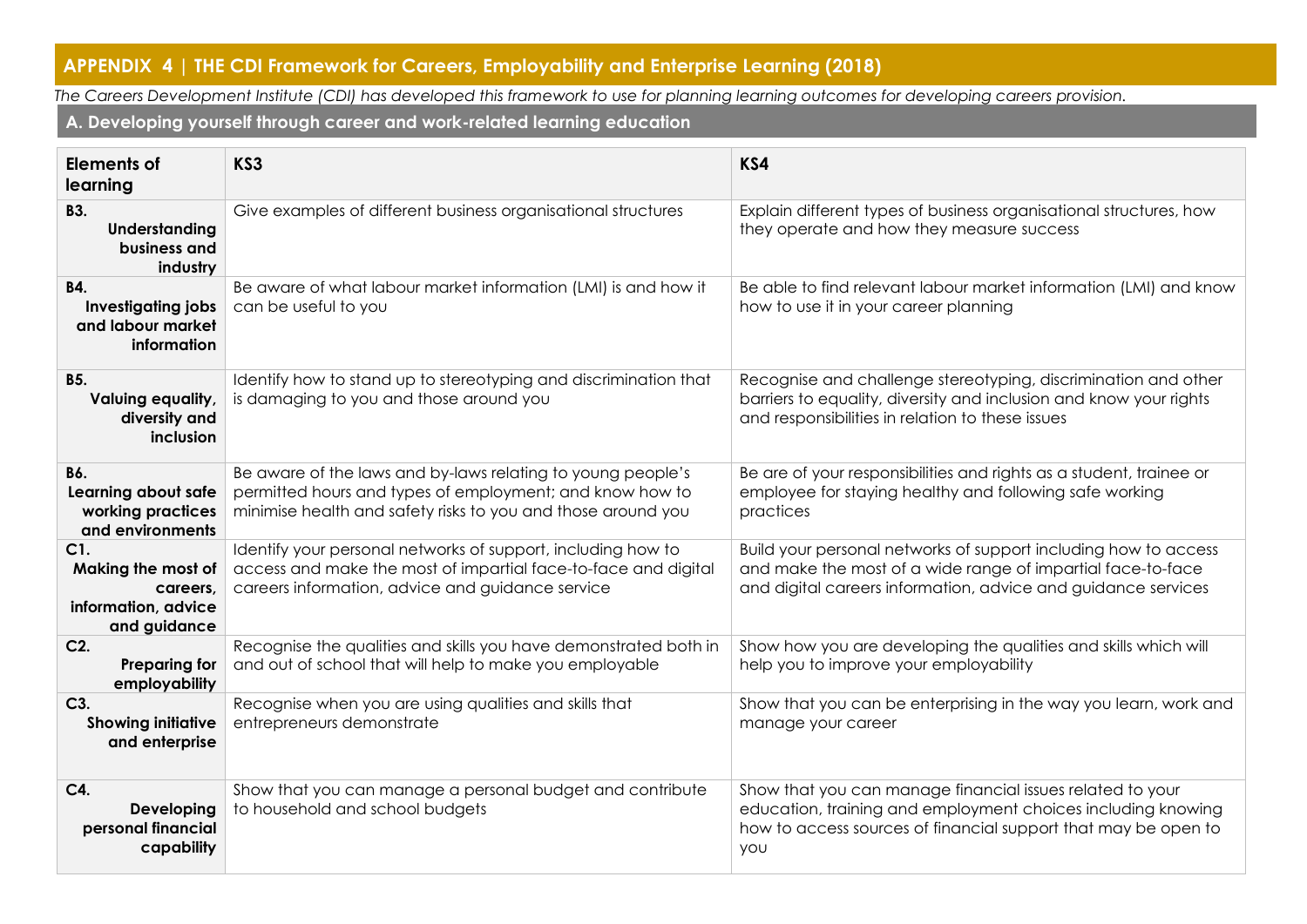## APPENDIX 4 | THE CDI Framework for Careers, Employability and Enterprise Learning (2018)

*The Careers Development Institute (CDI) has developed this framework to use for planning learning outcomes for developing careers provision.*

### A. Developing yourself through career and work-related learning education

| Elements of learning | KS3 | KS4 |
|---|---|---|
| **B3. Understanding business and industry** | Give examples of different business organisational structures | Explain different types of business organisational structures, how they operate and how they measure success |
| **B4. Investigating jobs and labour market information** | Be aware of what labour market information (LMI) is and how it can be useful to you | Be able to find relevant labour market information (LMI) and know how to use it in your career planning |
| **B5. Valuing equality, diversity and inclusion** | Identify how to stand up to stereotyping and discrimination that is damaging to you and those around you | Recognise and challenge stereotyping, discrimination and other barriers to equality, diversity and inclusion and know your rights and responsibilities in relation to these issues |
| **B6. Learning about safe working practices and environments** | Be aware of the laws and by-laws relating to young people's permitted hours and types of employment; and know how to minimise health and safety risks to you and those around you | Be are of your responsibilities and rights as a student, trainee or employee for staying healthy and following safe working practices |
| **C1. Making the most of careers, information, advice and guidance** | Identify your personal networks of support, including how to access and make the most of impartial face-to-face and digital careers information, advice and guidance service | Build your personal networks of support including how to access and make the most of a wide range of impartial face-to-face and digital careers information, advice and guidance services |
| **C2. Preparing for employability** | Recognise the qualities and skills you have demonstrated both in and out of school that will help to make you employable | Show how you are developing the qualities and skills which will help you to improve your employability |
| **C3. Showing initiative and enterprise** | Recognise when you are using qualities and skills that entrepreneurs demonstrate | Show that you can be enterprising in the way you learn, work and manage your career |
| **C4. Developing personal financial capability** | Show that you can manage a personal budget and contribute to household and school budgets | Show that you can manage financial issues related to your education, training and employment choices including knowing how to access sources of financial support that may be open to you |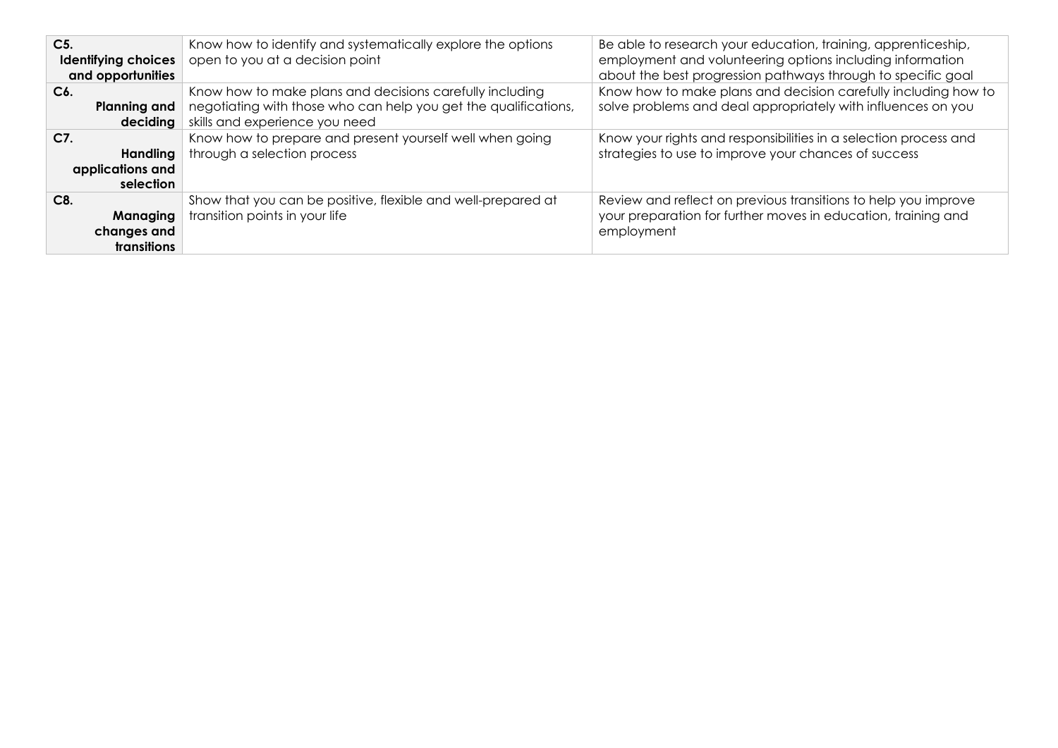| | | |
|---|---|---|
| **C5. Identifying choices and opportunities** | Know how to identify and systematically explore the options open to you at a decision point | Be able to research your education, training, apprenticeship, employment and volunteering options including information about the best progression pathways through to specific goal |
| **C6. Planning and deciding** | Know how to make plans and decisions carefully including negotiating with those who can help you get the qualifications, skills and experience you need | Know how to make plans and decision carefully including how to solve problems and deal appropriately with influences on you |
| **C7. Handling applications and selection** | Know how to prepare and present yourself well when going through a selection process | Know your rights and responsibilities in a selection process and strategies to use to improve your chances of success |
| **C8. Managing changes and transitions** | Show that you can be positive, flexible and well-prepared at transition points in your life | Review and reflect on previous transitions to help you improve your preparation for further moves in education, training and employment |